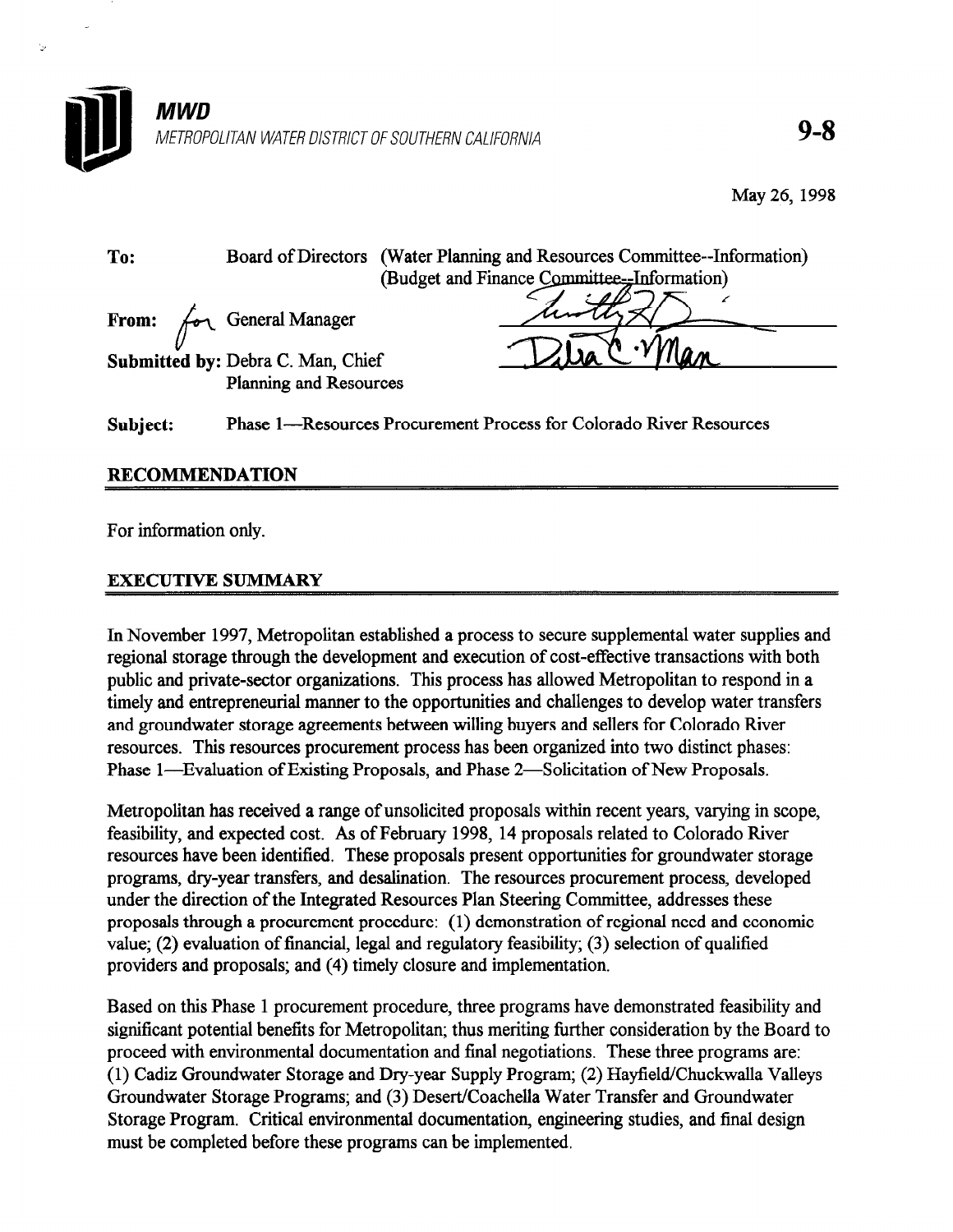**MWD**

*METROPOLITAN WATER DISTRICT OF SOUTHERN CALIFORNIA*

**9-8**

May 26, 1998

**To:** Board of Directors (Water Planning and Resources Committee--Information) (Budget and Finance Committee--Information)

**From:** for General Manager

**Submitted by:** Debra C. Man, Chief Planning and Resources

**Subject:** Phase 1—Resources Procurement Process for Colorado River Resources

## RECOMMENDATION

For information only.

## EXECUTIVE SUMMARY

In November 1997, Metropolitan established a process to secure supplemental water supplies and regional storage through the development and execution of cost-effective transactions with both public and private-sector organizations. This process has allowed Metropolitan to respond in a timely and entrepreneurial manner to the opportunities and challenges to develop water transfers and groundwater storage agreements between willing buyers and sellers for Colorado River resources. This resources procurement process has been organized into two distinct phases: Phase 1—Evaluation of Existing Proposals, and Phase 2—Solicitation of New Proposals.

Metropolitan has received a range of unsolicited proposals within recent years, varying in scope, feasibility, and expected cost. As of February 1998, 14 proposals related to Colorado River resources have been identified. These proposals present opportunities for groundwater storage programs, dry-year transfers, and desalination. The resources procurement process, developed under the direction of the Integrated Resources Plan Steering Committee, addresses these proposals through a procurement procedure: (1) demonstration of regional need and economic value; (2) evaluation of financial, legal and regulatory feasibility; (3) selection of qualified providers and proposals; and (4) timely closure and implementation.

Based on this Phase 1 procurement procedure, three programs have demonstrated feasibility and significant potential benefits for Metropolitan; thus meriting further consideration by the Board to proceed with environmental documentation and final negotiations. These three programs are: (1) Cadiz Groundwater Storage and Dry-year Supply Program; (2) Hayfield/Chuckwalla Valleys Groundwater Storage Programs; and (3) Desert/Coachella Water Transfer and Groundwater Storage Program. Critical environmental documentation, engineering studies, and final design must be completed before these programs can be implemented.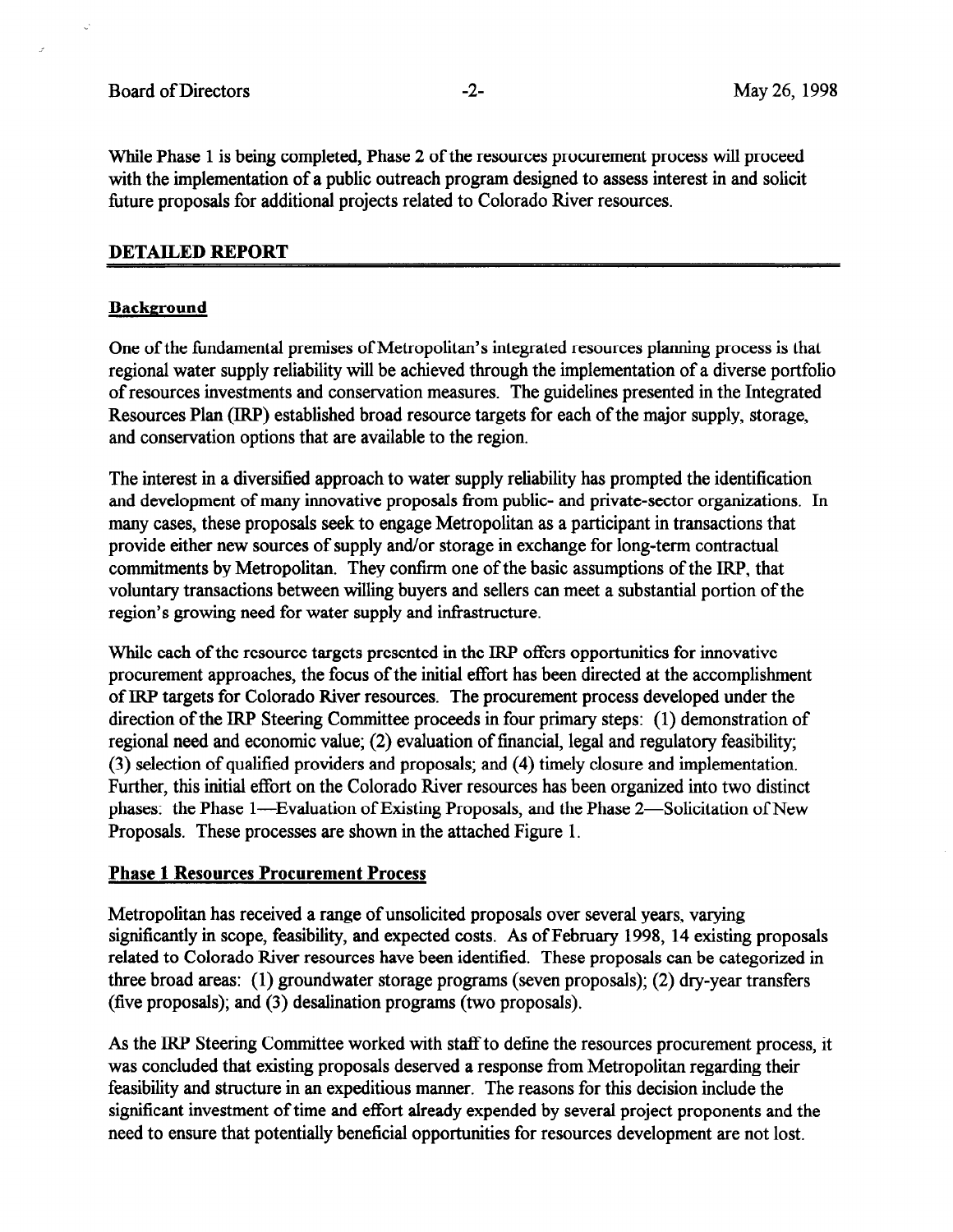While Phase 1 is being completed, Phase 2 of the resources procurement process will proceed with the implementation of a public outreach program designed to assess interest in and solicit future proposals for additional projects related to Colorado River resources.

## DETAILED REPORT

### Background

One of the fundamental premises of Metropolitan's integrated resources planning process is that regional water supply reliability will be achieved through the implementation of a diverse portfolio of resources investments and conservation measures. The guidelines presented in the Integrated Resources Plan (IRP) established broad resource targets for each of the major supply, storage, and conservation options that are available to the region.

The interest in a diversified approach to water supply reliability has prompted the identification and development of many innovative proposals from public- and private-sector organizations. In many cases, these proposals seek to engage Metropolitan as a participant in transactions that provide either new sources of supply and/or storage in exchange for long-term contractual commitments by Metropolitan. They confirm one of the basic assumptions of the IRP, that voluntary transactions between willing buyers and sellers can meet a substantial portion of the region's growing need for water supply and infrastructure.

While each of the resource targets presented in the IRP offers opportunities for innovative procurement approaches, the focus of the initial effort has been directed at the accomplishment of IRP targets for Colorado River resources. The procurement process developed under the direction of the IRP Steering Committee proceeds in four primary steps: (1) demonstration of regional need and economic value; (2) evaluation of financial, legal and regulatory feasibility; (3) selection of qualified providers and proposals; and (4) timely closure and implementation. Further, this initial effort on the Colorado River resources has been organized into two distinct phases: the Phase 1—Evaluation of Existing Proposals, and the Phase 2—Solicitation of New Proposals. These processes are shown in the attached Figure 1.

### Phase 1 Resources Procurement Process

Metropolitan has received a range of unsolicited proposals over several years, varying significantly in scope, feasibility, and expected costs. As of February 1998, 14 existing proposals related to Colorado River resources have been identified. These proposals can be categorized in three broad areas: (1) groundwater storage programs (seven proposals); (2) dry-year transfers (five proposals); and (3) desalination programs (two proposals).

As the IRP Steering Committee worked with staff to define the resources procurement process, it was concluded that existing proposals deserved a response from Metropolitan regarding their feasibility and structure in an expeditious manner. The reasons for this decision include the significant investment of time and effort already expended by several project proponents and the need to ensure that potentially beneficial opportunities for resources development are not lost.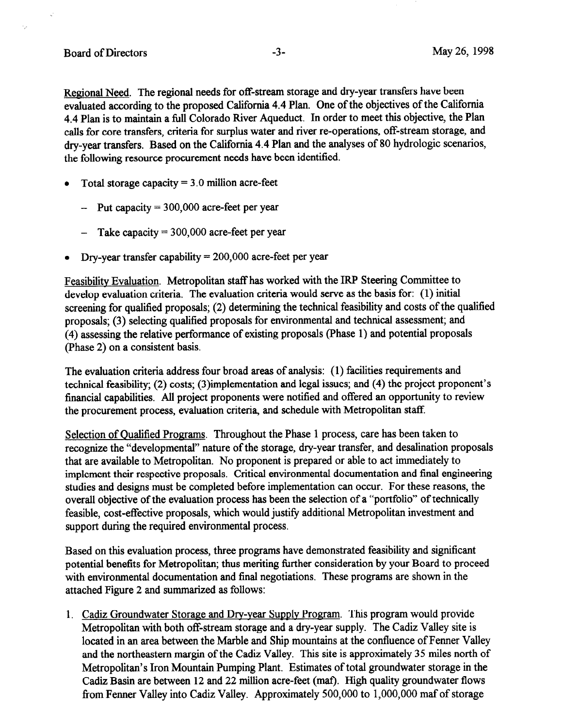Regional Need. The regional needs for off-stream storage and dry-year transfers have been evaluated according to the proposed California 4.4 Plan. One of the objectives of the California 4.4 Plan is to maintain a full Colorado River Aqueduct. In order to meet this objective, the Plan calls for core transfers, criteria for surplus water and river re-operations, off-stream storage, and dry-year transfers. Based on the California 4.4 Plan and the analyses of 80 hydrologic scenarios, the following resource procurement needs have been identified.

- Total storage capacity = 3.0 million acre-feet
  - Put capacity = 300,000 acre-feet per year
  - Take capacity = 300,000 acre-feet per year
- Dry-year transfer capability = 200,000 acre-feet per year

Feasibility Evaluation. Metropolitan staff has worked with the IRP Steering Committee to develop evaluation criteria. The evaluation criteria would serve as the basis for: (1) initial screening for qualified proposals; (2) determining the technical feasibility and costs of the qualified proposals; (3) selecting qualified proposals for environmental and technical assessment; and (4) assessing the relative performance of existing proposals (Phase 1) and potential proposals (Phase 2) on a consistent basis.

The evaluation criteria address four broad areas of analysis: (1) facilities requirements and technical feasibility; (2) costs; (3)implementation and legal issues; and (4) the project proponent's financial capabilities. All project proponents were notified and offered an opportunity to review the procurement process, evaluation criteria, and schedule with Metropolitan staff.

Selection of Qualified Programs. Throughout the Phase 1 process, care has been taken to recognize the "developmental" nature of the storage, dry-year transfer, and desalination proposals that are available to Metropolitan. No proponent is prepared or able to act immediately to implement their respective proposals. Critical environmental documentation and final engineering studies and designs must be completed before implementation can occur. For these reasons, the overall objective of the evaluation process has been the selection of a "portfolio" of technically feasible, cost-effective proposals, which would justify additional Metropolitan investment and support during the required environmental process.

Based on this evaluation process, three programs have demonstrated feasibility and significant potential benefits for Metropolitan; thus meriting further consideration by your Board to proceed with environmental documentation and final negotiations. These programs are shown in the attached Figure 2 and summarized as follows:

1. Cadiz Groundwater Storage and Dry-year Supply Program. This program would provide Metropolitan with both off-stream storage and a dry-year supply. The Cadiz Valley site is located in an area between the Marble and Ship mountains at the confluence of Fenner Valley and the northeastern margin of the Cadiz Valley. This site is approximately 35 miles north of Metropolitan's Iron Mountain Pumping Plant. Estimates of total groundwater storage in the Cadiz Basin are between 12 and 22 million acre-feet (maf). High quality groundwater flows from Fenner Valley into Cadiz Valley. Approximately 500,000 to 1,000,000 maf of storage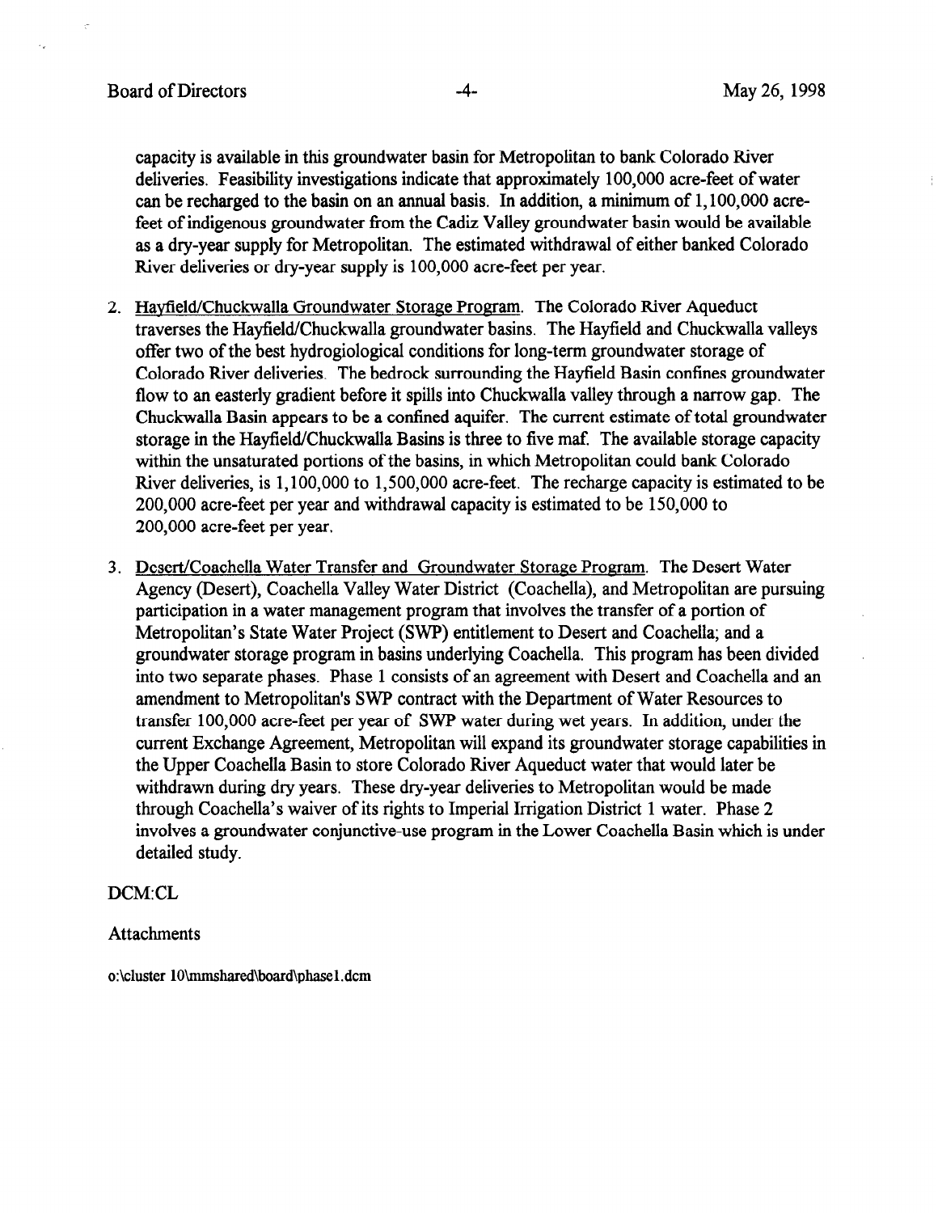capacity is available in this groundwater basin for Metropolitan to bank Colorado River deliveries. Feasibility investigations indicate that approximately 100,000 acre-feet of water can be recharged to the basin on an annual basis. In addition, a minimum of 1,100,000 acre-feet of indigenous groundwater from the Cadiz Valley groundwater basin would be available as a dry-year supply for Metropolitan. The estimated withdrawal of either banked Colorado River deliveries or dry-year supply is 100,000 acre-feet per year.

2. Hayfield/Chuckwalla Groundwater Storage Program. The Colorado River Aqueduct traverses the Hayfield/Chuckwalla groundwater basins. The Hayfield and Chuckwalla valleys offer two of the best hydrogiological conditions for long-term groundwater storage of Colorado River deliveries. The bedrock surrounding the Hayfield Basin confines groundwater flow to an easterly gradient before it spills into Chuckwalla valley through a narrow gap. The Chuckwalla Basin appears to be a confined aquifer. The current estimate of total groundwater storage in the Hayfield/Chuckwalla Basins is three to five maf. The available storage capacity within the unsaturated portions of the basins, in which Metropolitan could bank Colorado River deliveries, is 1,100,000 to 1,500,000 acre-feet. The recharge capacity is estimated to be 200,000 acre-feet per year and withdrawal capacity is estimated to be 150,000 to 200,000 acre-feet per year.

3. Desert/Coachella Water Transfer and Groundwater Storage Program. The Desert Water Agency (Desert), Coachella Valley Water District (Coachella), and Metropolitan are pursuing participation in a water management program that involves the transfer of a portion of Metropolitan's State Water Project (SWP) entitlement to Desert and Coachella; and a groundwater storage program in basins underlying Coachella. This program has been divided into two separate phases. Phase 1 consists of an agreement with Desert and Coachella and an amendment to Metropolitan's SWP contract with the Department of Water Resources to transfer 100,000 acre-feet per year of SWP water during wet years. In addition, under the current Exchange Agreement, Metropolitan will expand its groundwater storage capabilities in the Upper Coachella Basin to store Colorado River Aqueduct water that would later be withdrawn during dry years. These dry-year deliveries to Metropolitan would be made through Coachella's waiver of its rights to Imperial Irrigation District 1 water. Phase 2 involves a groundwater conjunctive-use program in the Lower Coachella Basin which is under detailed study.

DCM:CL

Attachments

o:\cluster 10\mmshared\board\phase1.dcm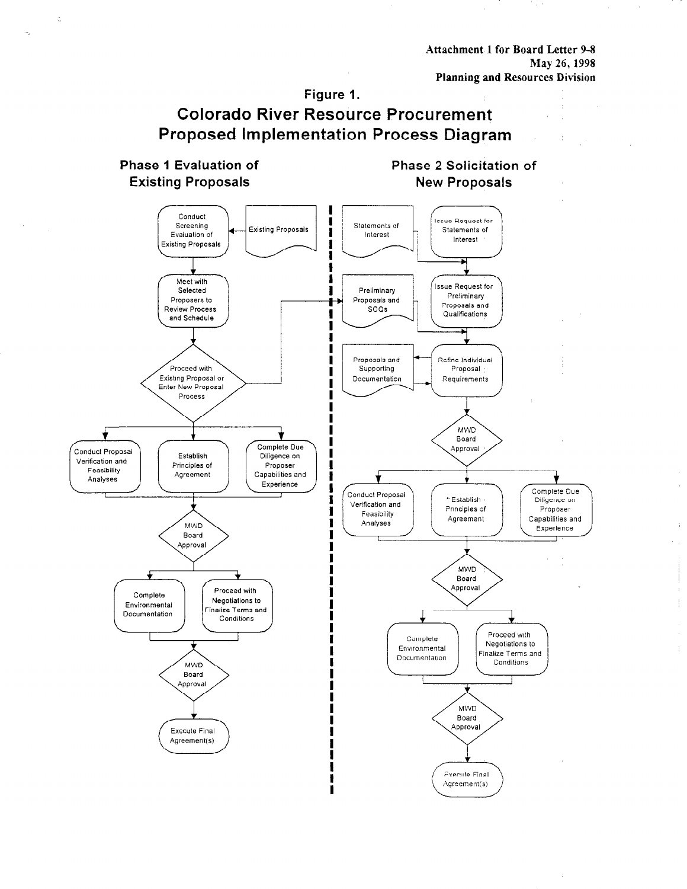Attachment 1 for Board Letter 9-8
May 26, 1998
Planning and Resources Division

## Figure 1.

# Colorado River Resource Procurement Proposed Implementation Process Diagram

### Phase 1 Evaluation of Existing Proposals

- Existing Proposals → Conduct Screening Evaluation of Existing Proposals
- Meet with Selected Proposers to Review Process and Schedule
- Proceed with Existing Proposal or Enter New Proposal Process (→ Preliminary Proposals and SOQs in Phase 2)
- Conduct Proposal Verification and Feasibility Analyses
- Establish Principles of Agreement
- Complete Due Diligence on Proposer Capabilities and Experience
- MWD Board Approval
- Complete Environmental Documentation
- Proceed with Negotiations to Finalize Terms and Conditions
- MWD Board Approval
- Execute Final Agreement(s)

### Phase 2 Solicitation of New Proposals

- Issue Request for Statements of Interest
- Statements of Interest
- Issue Request for Preliminary Proposals and Qualifications
- Preliminary Proposals and SOQs
- Refine Individual Proposal Requirements
- Proposals and Supporting Documentation
- MWD Board Approval
- Conduct Proposal Verification and Feasibility Analyses
- Establish Principles of Agreement
- Complete Due Diligence on Proposer Capabilities and Experience
- MWD Board Approval
- Complete Environmental Documentation
- Proceed with Negotiations to Finalize Terms and Conditions
- MWD Board Approval
- Execute Final Agreement(s)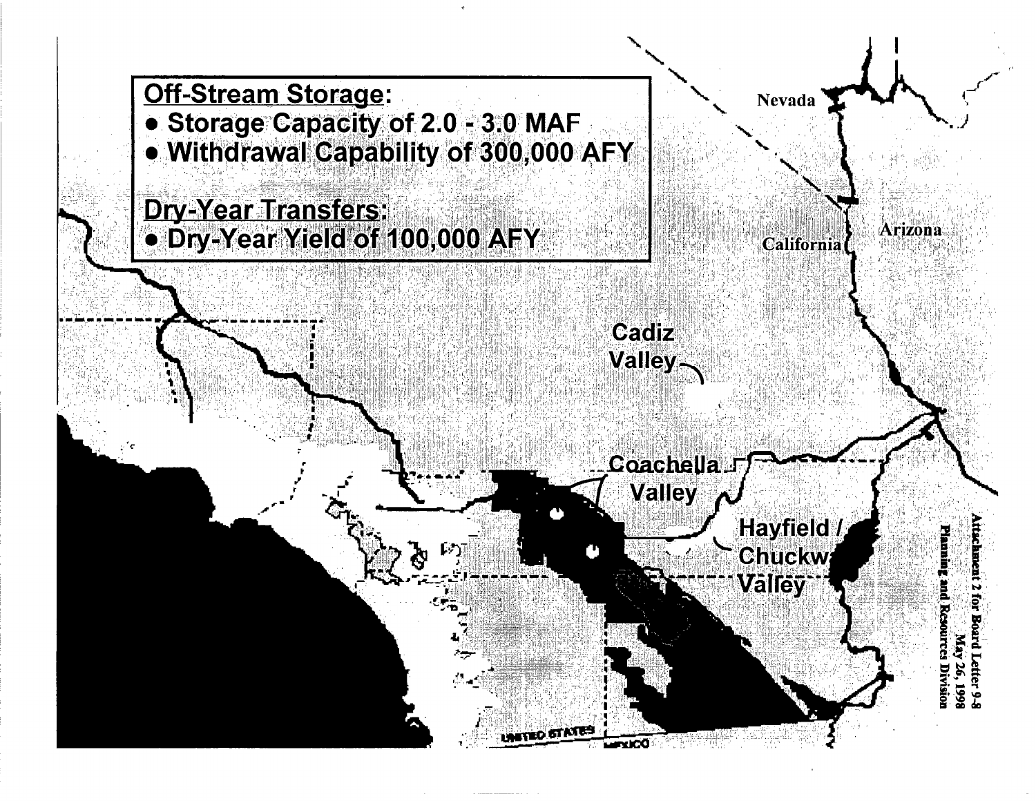**Off-Stream Storage:**

- Storage Capacity of 2.0 - 3.0 MAF
- Withdrawal Capability of 300,000 AFY

**Dry-Year Transfers:**

- Dry-Year Yield of 100,000 AFY

Nevada

California

Arizona

Cadiz Valley

Coachella Valley

Hayfield / Chuckwalla Valley

UNITED STATES

MEXICO

Attachment 2 for Board Letter 9-8
May 26, 1998
Planning and Resources Division